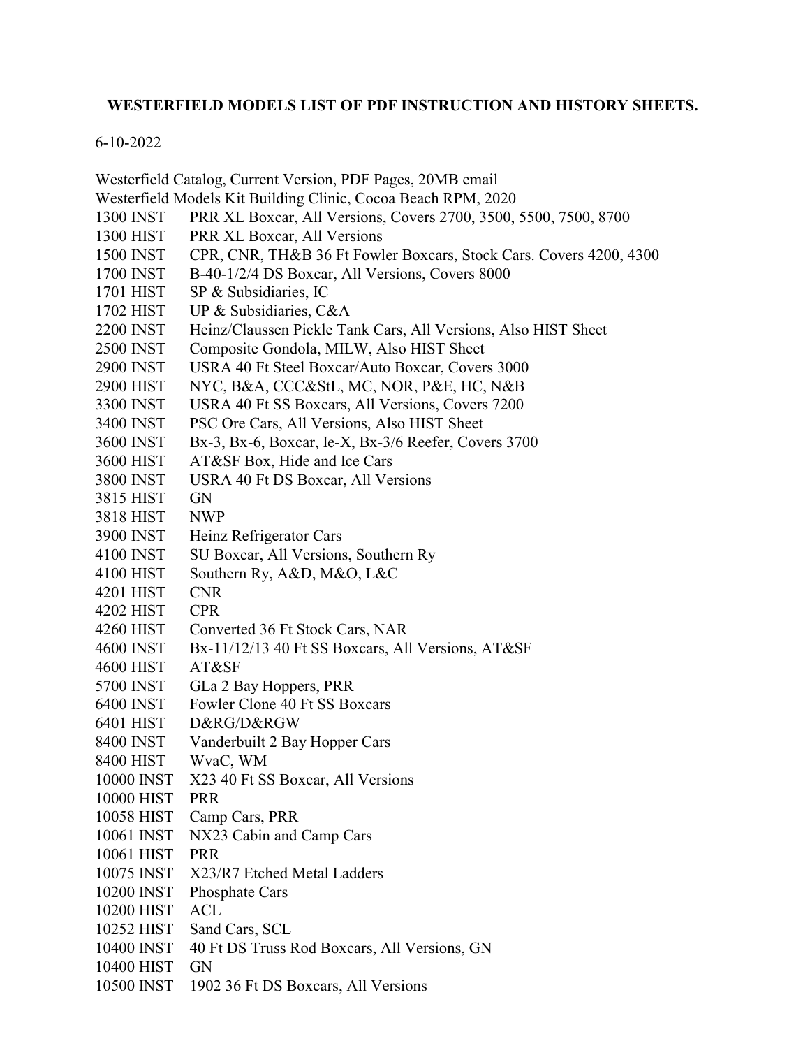# WESTERFIELD MODELS LIST OF PDF INSTRUCTION AND HISTORY SHEETS.

6-10-2022

Westerfield Catalog, Current Version, PDF Pages, 20MB email
Westerfield Models Kit Building Clinic, Cocoa Beach RPM, 2020

| | |
|---|---|
| 1300 INST | PRR XL Boxcar, All Versions, Covers 2700, 3500, 5500, 7500, 8700 |
| 1300 HIST | PRR XL Boxcar, All Versions |
| 1500 INST | CPR, CNR, TH&B 36 Ft Fowler Boxcars, Stock Cars. Covers 4200, 4300 |
| 1700 INST | B-40-1/2/4 DS Boxcar, All Versions, Covers 8000 |
| 1701 HIST | SP & Subsidiaries, IC |
| 1702 HIST | UP & Subsidiaries, C&A |
| 2200 INST | Heinz/Claussen Pickle Tank Cars, All Versions, Also HIST Sheet |
| 2500 INST | Composite Gondola, MILW, Also HIST Sheet |
| 2900 INST | USRA 40 Ft Steel Boxcar/Auto Boxcar, Covers 3000 |
| 2900 HIST | NYC, B&A, CCC&StL, MC, NOR, P&E, HC, N&B |
| 3300 INST | USRA 40 Ft SS Boxcars, All Versions, Covers 7200 |
| 3400 INST | PSC Ore Cars, All Versions, Also HIST Sheet |
| 3600 INST | Bx-3, Bx-6, Boxcar, Ie-X, Bx-3/6 Reefer, Covers 3700 |
| 3600 HIST | AT&SF Box, Hide and Ice Cars |
| 3800 INST | USRA 40 Ft DS Boxcar, All Versions |
| 3815 HIST | GN |
| 3818 HIST | NWP |
| 3900 INST | Heinz Refrigerator Cars |
| 4100 INST | SU Boxcar, All Versions, Southern Ry |
| 4100 HIST | Southern Ry, A&D, M&O, L&C |
| 4201 HIST | CNR |
| 4202 HIST | CPR |
| 4260 HIST | Converted 36 Ft Stock Cars, NAR |
| 4600 INST | Bx-11/12/13 40 Ft SS Boxcars, All Versions, AT&SF |
| 4600 HIST | AT&SF |
| 5700 INST | GLa 2 Bay Hoppers, PRR |
| 6400 INST | Fowler Clone 40 Ft SS Boxcars |
| 6401 HIST | D&RG/D&RGW |
| 8400 INST | Vanderbuilt 2 Bay Hopper Cars |
| 8400 HIST | WvaC, WM |
| 10000 INST | X23 40 Ft SS Boxcar, All Versions |
| 10000 HIST | PRR |
| 10058 HIST | Camp Cars, PRR |
| 10061 INST | NX23 Cabin and Camp Cars |
| 10061 HIST | PRR |
| 10075 INST | X23/R7 Etched Metal Ladders |
| 10200 INST | Phosphate Cars |
| 10200 HIST | ACL |
| 10252 HIST | Sand Cars, SCL |
| 10400 INST | 40 Ft DS Truss Rod Boxcars, All Versions, GN |
| 10400 HIST | GN |
| 10500 INST | 1902 36 Ft DS Boxcars, All Versions |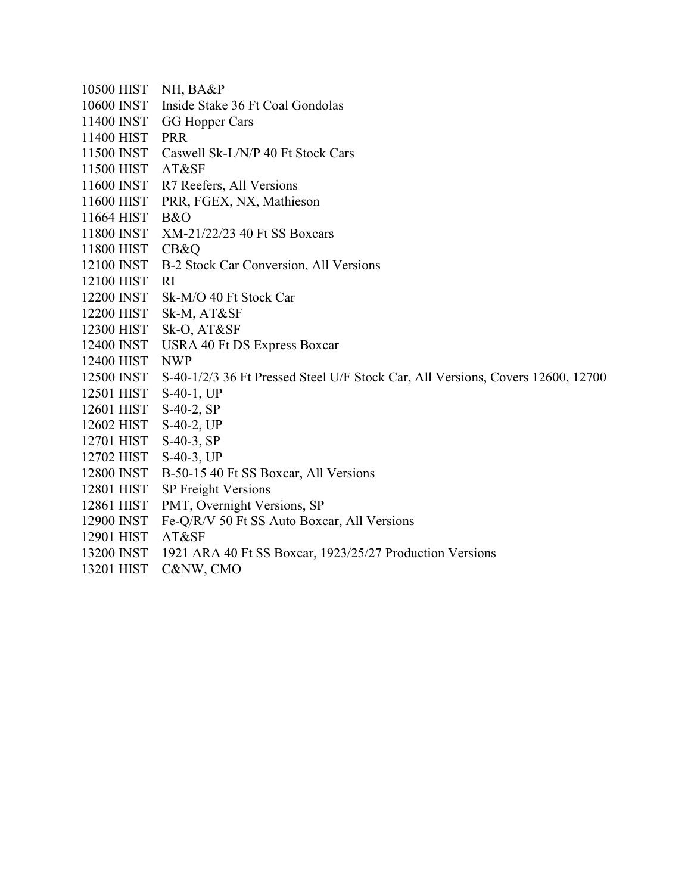| | |
|---|---|
| 10500 HIST | NH, BA&P |
| 10600 INST | Inside Stake 36 Ft Coal Gondolas |
| 11400 INST | GG Hopper Cars |
| 11400 HIST | PRR |
| 11500 INST | Caswell Sk-L/N/P 40 Ft Stock Cars |
| 11500 HIST | AT&SF |
| 11600 INST | R7 Reefers, All Versions |
| 11600 HIST | PRR, FGEX, NX, Mathieson |
| 11664 HIST | B&O |
| 11800 INST | XM-21/22/23 40 Ft SS Boxcars |
| 11800 HIST | CB&Q |
| 12100 INST | B-2 Stock Car Conversion, All Versions |
| 12100 HIST | RI |
| 12200 INST | Sk-M/O 40 Ft Stock Car |
| 12200 HIST | Sk-M, AT&SF |
| 12300 HIST | Sk-O, AT&SF |
| 12400 INST | USRA 40 Ft DS Express Boxcar |
| 12400 HIST | NWP |
| 12500 INST | S-40-1/2/3 36 Ft Pressed Steel U/F Stock Car, All Versions, Covers 12600, 12700 |
| 12501 HIST | S-40-1, UP |
| 12601 HIST | S-40-2, SP |
| 12602 HIST | S-40-2, UP |
| 12701 HIST | S-40-3, SP |
| 12702 HIST | S-40-3, UP |
| 12800 INST | B-50-15 40 Ft SS Boxcar, All Versions |
| 12801 HIST | SP Freight Versions |
| 12861 HIST | PMT, Overnight Versions, SP |
| 12900 INST | Fe-Q/R/V 50 Ft SS Auto Boxcar, All Versions |
| 12901 HIST | AT&SF |
| 13200 INST | 1921 ARA 40 Ft SS Boxcar, 1923/25/27 Production Versions |
| 13201 HIST | C&NW, CMO |